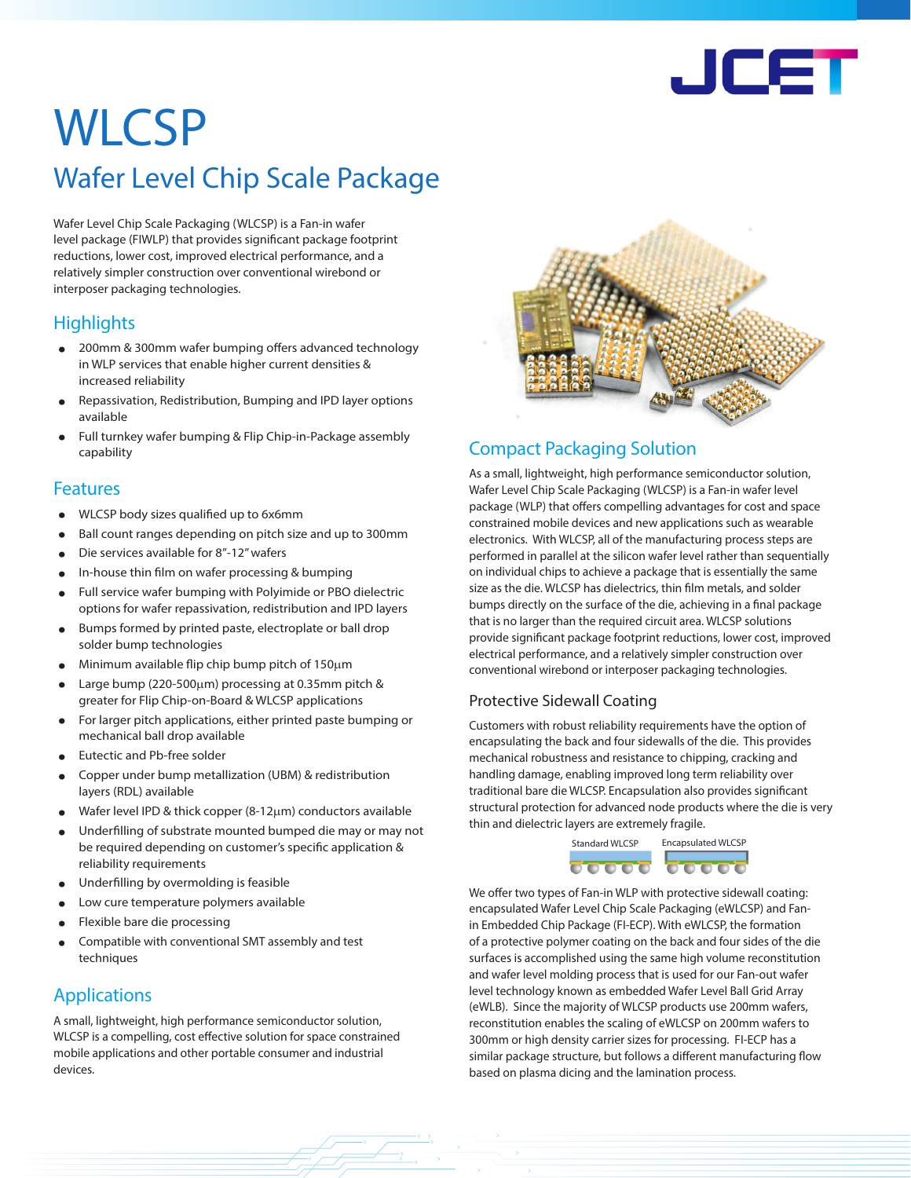# WLCSP

## Wafer Level Chip Scale Package

Wafer Level Chip Scale Packaging (WLCSP) is a Fan-in wafer level package (FIWLP) that provides significant package footprint reductions, lower cost, improved electrical performance, and a relatively simpler construction over conventional wirebond or interposer packaging technologies.

### Highlights

- 200mm & 300mm wafer bumping offers advanced technology in WLP services that enable higher current densities & increased reliability
- Repassivation, Redistribution, Bumping and IPD layer options available
- Full turnkey wafer bumping & Flip Chip-in-Package assembly capability

### Features

- WLCSP body sizes qualified up to 6x6mm
- Ball count ranges depending on pitch size and up to 300mm
- Die services available for 8"-12" wafers
- In-house thin film on wafer processing & bumping
- Full service wafer bumping with Polyimide or PBO dielectric options for wafer repassivation, redistribution and IPD layers
- Bumps formed by printed paste, electroplate or ball drop solder bump technologies
- Minimum available flip chip bump pitch of 150µm
- Large bump (220-500µm) processing at 0.35mm pitch & greater for Flip Chip-on-Board & WLCSP applications
- For larger pitch applications, either printed paste bumping or mechanical ball drop available
- Eutectic and Pb-free solder
- Copper under bump metallization (UBM) & redistribution layers (RDL) available
- Wafer level IPD & thick copper (8-12µm) conductors available
- Underfilling of substrate mounted bumped die may or may not be required depending on customer's specific application & reliability requirements
- Underfilling by overmolding is feasible
- Low cure temperature polymers available
- Flexible bare die processing
- Compatible with conventional SMT assembly and test techniques

### Applications

A small, lightweight, high performance semiconductor solution, WLCSP is a compelling, cost effective solution for space constrained mobile applications and other portable consumer and industrial devices.

### Compact Packaging Solution

As a small, lightweight, high performance semiconductor solution, Wafer Level Chip Scale Packaging (WLCSP) is a Fan-in wafer level package (WLP) that offers compelling advantages for cost and space constrained mobile devices and new applications such as wearable electronics. With WLCSP, all of the manufacturing process steps are performed in parallel at the silicon wafer level rather than sequentially on individual chips to achieve a package that is essentially the same size as the die. WLCSP has dielectrics, thin film metals, and solder bumps directly on the surface of the die, achieving in a final package that is no larger than the required circuit area. WLCSP solutions provide significant package footprint reductions, lower cost, improved electrical performance, and a relatively simpler construction over conventional wirebond or interposer packaging technologies.

#### Protective Sidewall Coating

Customers with robust reliability requirements have the option of encapsulating the back and four sidewalls of the die. This provides mechanical robustness and resistance to chipping, cracking and handling damage, enabling improved long term reliability over traditional bare die WLCSP. Encapsulation also provides significant structural protection for advanced node products where the die is very thin and dielectric layers are extremely fragile.

Standard WLCSP    Encapsulated WLCSP

We offer two types of Fan-in WLP with protective sidewall coating: encapsulated Wafer Level Chip Scale Packaging (eWLCSP) and Fan-in Embedded Chip Package (FI-ECP). With eWLCSP, the formation of a protective polymer coating on the back and four sides of the die surfaces is accomplished using the same high volume reconstitution and wafer level molding process that is used for our Fan-out wafer level technology known as embedded Wafer Level Ball Grid Array (eWLB). Since the majority of WLCSP products use 200mm wafers, reconstitution enables the scaling of eWLCSP on 200mm wafers to 300mm or high density carrier sizes for processing. FI-ECP has a similar package structure, but follows a different manufacturing flow based on plasma dicing and the lamination process.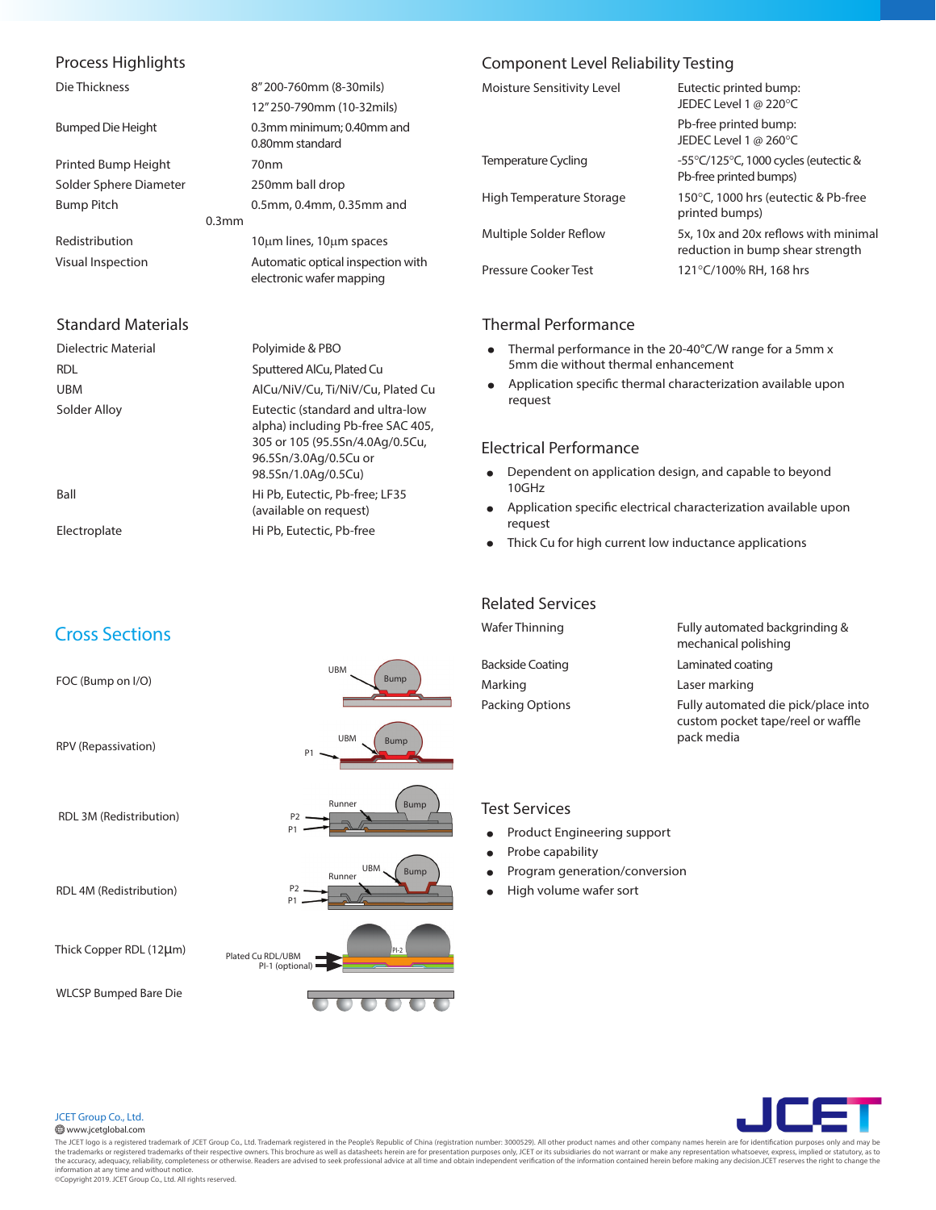## Process Highlights

| | |
|---|---|
| Die Thickness | 8" 200-760mm (8-30mils) |
| | 12" 250-790mm (10-32mils) |
| Bumped Die Height | 0.3mm minimum; 0.40mm and 0.80mm standard |
| Printed Bump Height | 70nm |
| Solder Sphere Diameter | 250mm ball drop |
| Bump Pitch | 0.5mm, 0.4mm, 0.35mm and 0.3mm |
| Redistribution | 10µm lines, 10µm spaces |
| Visual Inspection | Automatic optical inspection with electronic wafer mapping |

## Standard Materials

| | |
|---|---|
| Dielectric Material | Polyimide & PBO |
| RDL | Sputtered AlCu, Plated Cu |
| UBM | AlCu/NiV/Cu, Ti/NiV/Cu, Plated Cu |
| Solder Alloy | Eutectic (standard and ultra-low alpha) including Pb-free SAC 405, 305 or 105 (95.5Sn/4.0Ag/0.5Cu, 96.5Sn/3.0Ag/0.5Cu or 98.5Sn/1.0Ag/0.5Cu) |
| Ball | Hi Pb, Eutectic, Pb-free; LF35 (available on request) |
| Electroplate | Hi Pb, Eutectic, Pb-free |

## Cross Sections

FOC (Bump on I/O)

UBM
Bump

RPV (Repassivation)

UBM
Bump
P1

RDL 3M (Redistribution)

Runner
Bump
P2
P1

RDL 4M (Redistribution)

UBM
Runner
Bump
P2
P1

Thick Copper RDL (12µm)

Plated Cu RDL/UBM
PI-1 (optional)
PI-2

WLCSP Bumped Bare Die

## Component Level Reliability Testing

| | |
|---|---|
| Moisture Sensitivity Level | Eutectic printed bump: JEDEC Level 1 @ 220°C |
| | Pb-free printed bump: JEDEC Level 1 @ 260°C |
| Temperature Cycling | -55°C/125°C, 1000 cycles (eutectic & Pb-free printed bumps) |
| High Temperature Storage | 150°C, 1000 hrs (eutectic & Pb-free printed bumps) |
| Multiple Solder Reflow | 5x, 10x and 20x reflows with minimal reduction in bump shear strength |
| Pressure Cooker Test | 121°C/100% RH, 168 hrs |

## Thermal Performance

- Thermal performance in the 20-40°C/W range for a 5mm x 5mm die without thermal enhancement
- Application specific thermal characterization available upon request

## Electrical Performance

- Dependent on application design, and capable to beyond 10GHz
- Application specific electrical characterization available upon request
- Thick Cu for high current low inductance applications

## Related Services

| | |
|---|---|
| Wafer Thinning | Fully automated backgrinding & mechanical polishing |
| Backside Coating | Laminated coating |
| Marking | Laser marking |
| Packing Options | Fully automated die pick/place into custom pocket tape/reel or waffle pack media |

## Test Services

- Product Engineering support
- Probe capability
- Program generation/conversion
- High volume wafer sort

JCET Group Co., Ltd.
www.jcetglobal.com

The JCET logo is a registered trademark of JCET Group Co., Ltd. Trademark registered in the People's Republic of China (registration number: 3000529). All other product names and other company names herein are for identification purposes only and may be the trademarks or registered trademarks of their respective owners. This brochure as well as datasheets herein are for presentation purposes only, JCET or its subsidiaries do not warrant or make any representation whatsoever, express, implied or statutory, as to the accuracy, adequacy, reliability, completeness or otherwise. Readers are advised to seek professional advice at all time and obtain independent verification of the information contained herein before making any decision.JCET reserves the right to change the information at any time and without notice.
©Copyright 2019. JCET Group Co., Ltd. All rights reserved.